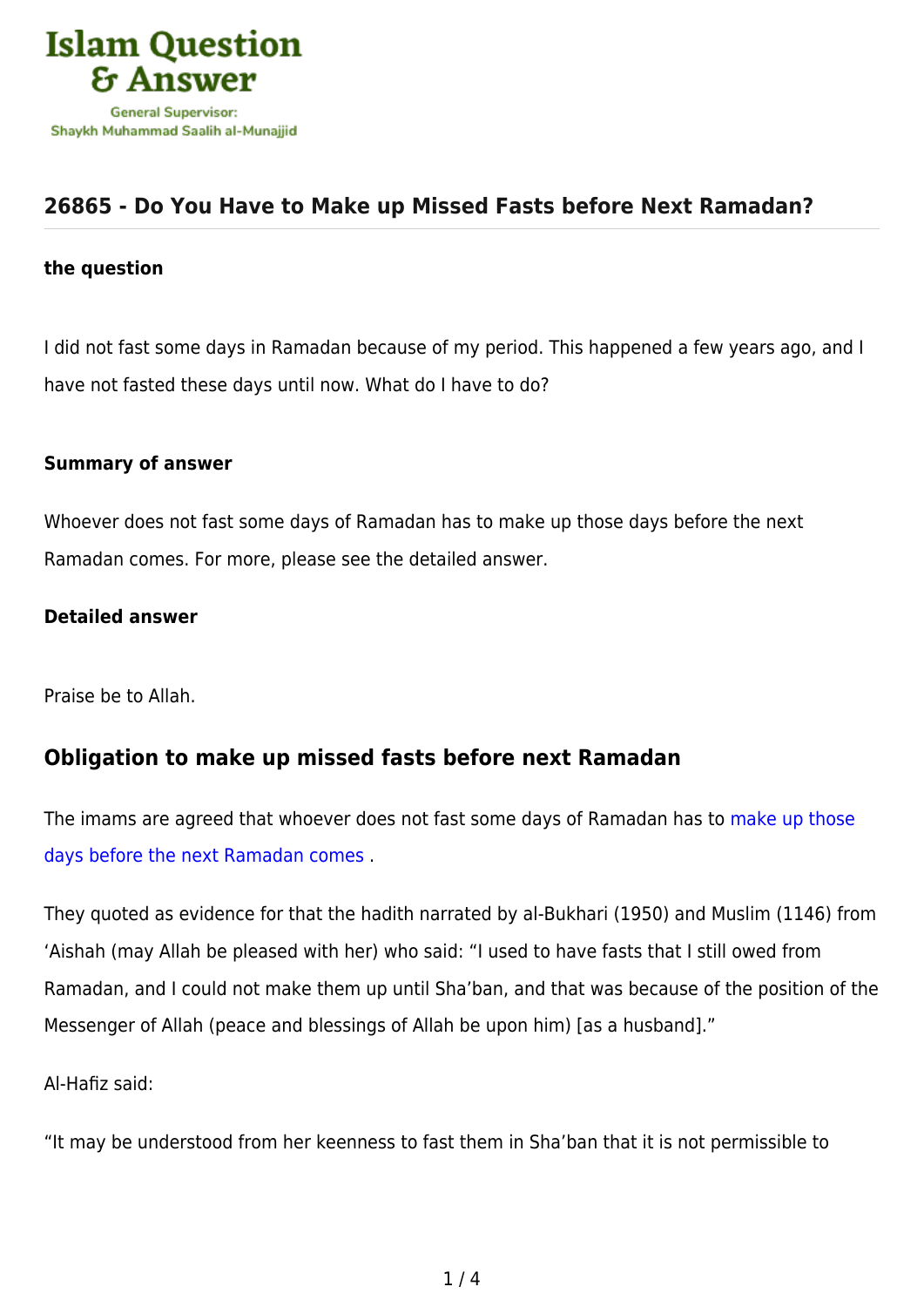Islam Question & Answer

General Supervisor: Shaykh Muhammad Saalih al-Munajjid

## 26865 - Do You Have to Make up Missed Fasts before Next Ramadan?

**the question**

I did not fast some days in Ramadan because of my period. This happened a few years ago, and I have not fasted these days until now. What do I have to do?

**Summary of answer**

Whoever does not fast some days of Ramadan has to make up those days before the next Ramadan comes. For more, please see the detailed answer.

**Detailed answer**

Praise be to Allah.

### Obligation to make up missed fasts before next Ramadan

The imams are agreed that whoever does not fast some days of Ramadan has to make up those days before the next Ramadan comes .

They quoted as evidence for that the hadith narrated by al-Bukhari (1950) and Muslim (1146) from 'Aishah (may Allah be pleased with her) who said: "I used to have fasts that I still owed from Ramadan, and I could not make them up until Sha'ban, and that was because of the position of the Messenger of Allah (peace and blessings of Allah be upon him) [as a husband]."

Al-Hafiz said:

"It may be understood from her keenness to fast them in Sha'ban that it is not permissible to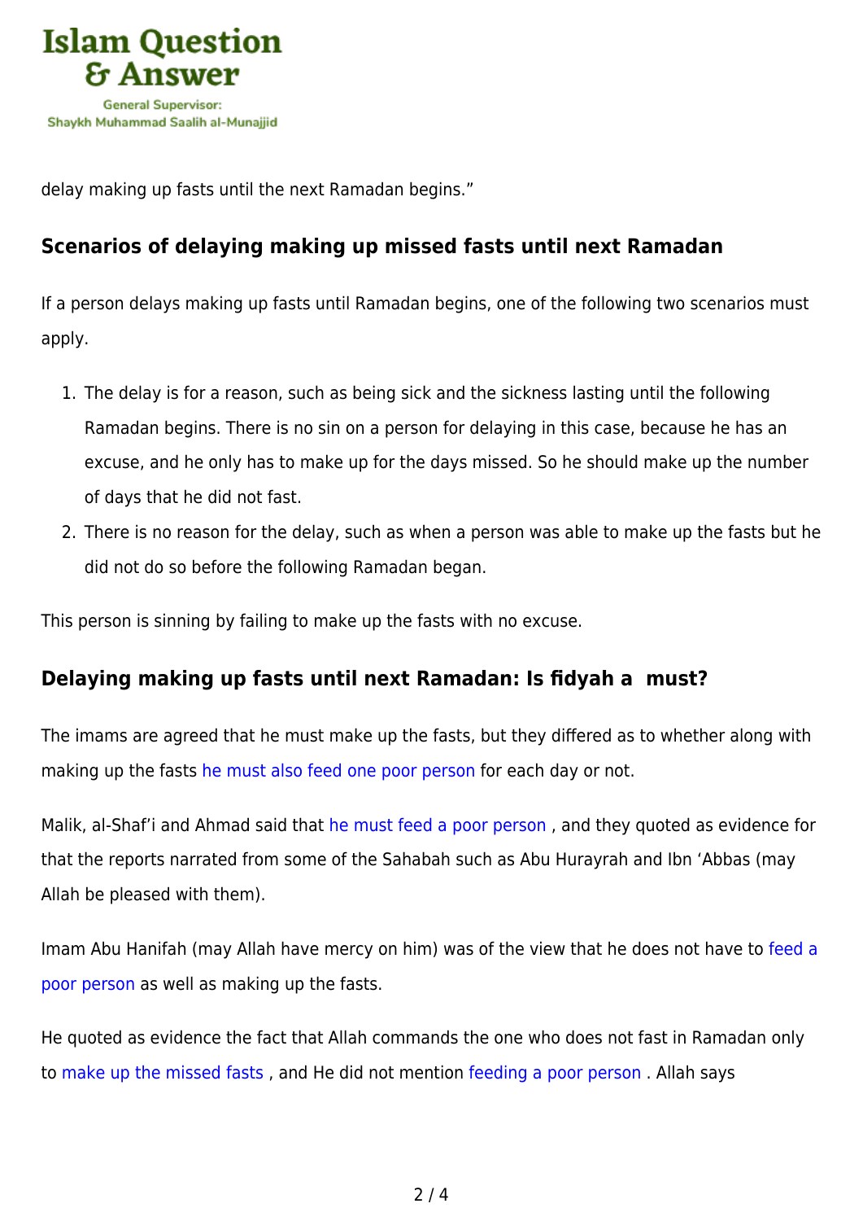delay making up fasts until the next Ramadan begins."

## Scenarios of delaying making up missed fasts until next Ramadan

If a person delays making up fasts until Ramadan begins, one of the following two scenarios must apply.

1. The delay is for a reason, such as being sick and the sickness lasting until the following Ramadan begins. There is no sin on a person for delaying in this case, because he has an excuse, and he only has to make up for the days missed. So he should make up the number of days that he did not fast.
2. There is no reason for the delay, such as when a person was able to make up the fasts but he did not do so before the following Ramadan began.

This person is sinning by failing to make up the fasts with no excuse.

## Delaying making up fasts until next Ramadan: Is fidyah a must?

The imams are agreed that he must make up the fasts, but they differed as to whether along with making up the fasts he must also feed one poor person for each day or not.

Malik, al-Shaf'i and Ahmad said that he must feed a poor person , and they quoted as evidence for that the reports narrated from some of the Sahabah such as Abu Hurayrah and Ibn 'Abbas (may Allah be pleased with them).

Imam Abu Hanifah (may Allah have mercy on him) was of the view that he does not have to feed a poor person as well as making up the fasts.

He quoted as evidence the fact that Allah commands the one who does not fast in Ramadan only to make up the missed fasts , and He did not mention feeding a poor person . Allah says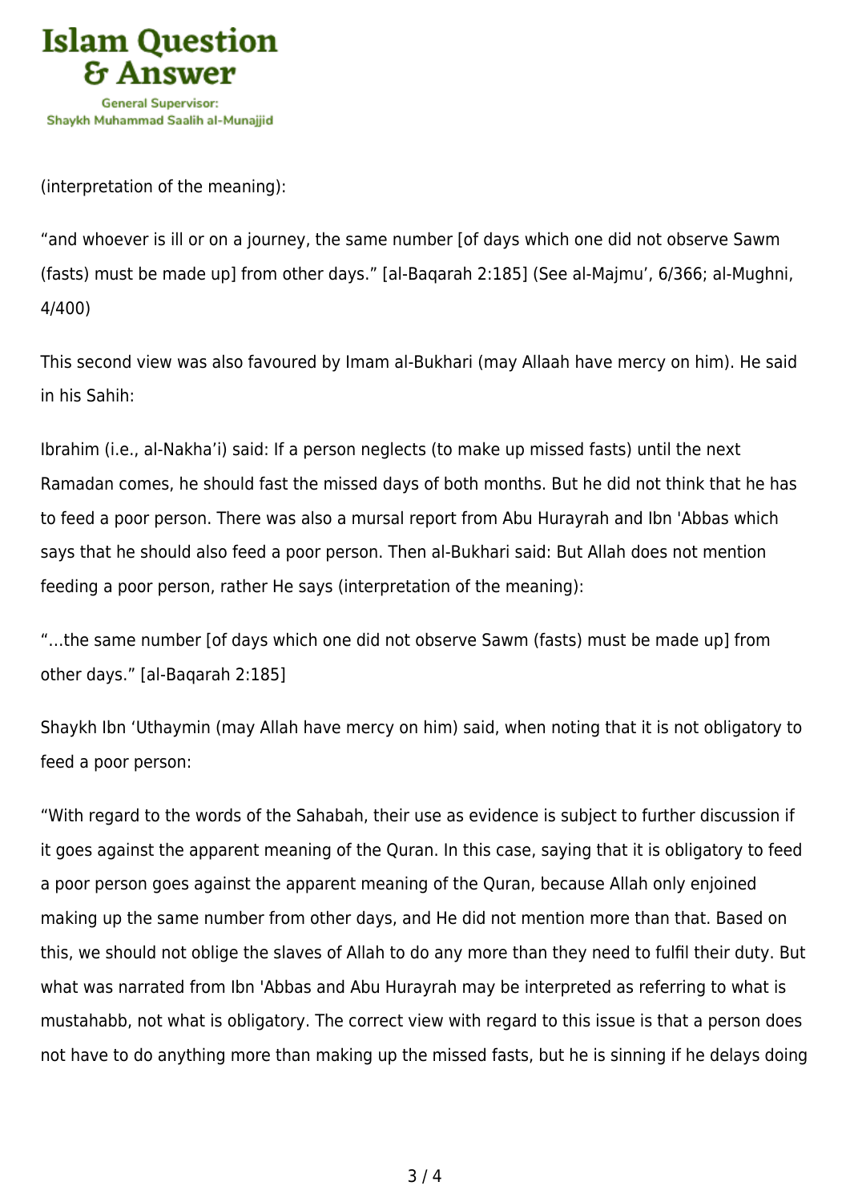(interpretation of the meaning):

“and whoever is ill or on a journey, the same number [of days which one did not observe Sawm (fasts) must be made up] from other days.” [al-Baqarah 2:185] (See al-Majmu’, 6/366; al-Mughni, 4/400)

This second view was also favoured by Imam al-Bukhari (may Allaah have mercy on him). He said in his Sahih:

Ibrahim (i.e., al-Nakha’i) said: If a person neglects (to make up missed fasts) until the next Ramadan comes, he should fast the missed days of both months. But he did not think that he has to feed a poor person. There was also a mursal report from Abu Hurayrah and Ibn 'Abbas which says that he should also feed a poor person. Then al-Bukhari said: But Allah does not mention feeding a poor person, rather He says (interpretation of the meaning):

“…the same number [of days which one did not observe Sawm (fasts) must be made up] from other days.” [al-Baqarah 2:185]

Shaykh Ibn ‘Uthaymin (may Allah have mercy on him) said, when noting that it is not obligatory to feed a poor person:

“With regard to the words of the Sahabah, their use as evidence is subject to further discussion if it goes against the apparent meaning of the Quran. In this case, saying that it is obligatory to feed a poor person goes against the apparent meaning of the Quran, because Allah only enjoined making up the same number from other days, and He did not mention more than that. Based on this, we should not oblige the slaves of Allah to do any more than they need to fulfil their duty. But what was narrated from Ibn 'Abbas and Abu Hurayrah may be interpreted as referring to what is mustahabb, not what is obligatory. The correct view with regard to this issue is that a person does not have to do anything more than making up the missed fasts, but he is sinning if he delays doing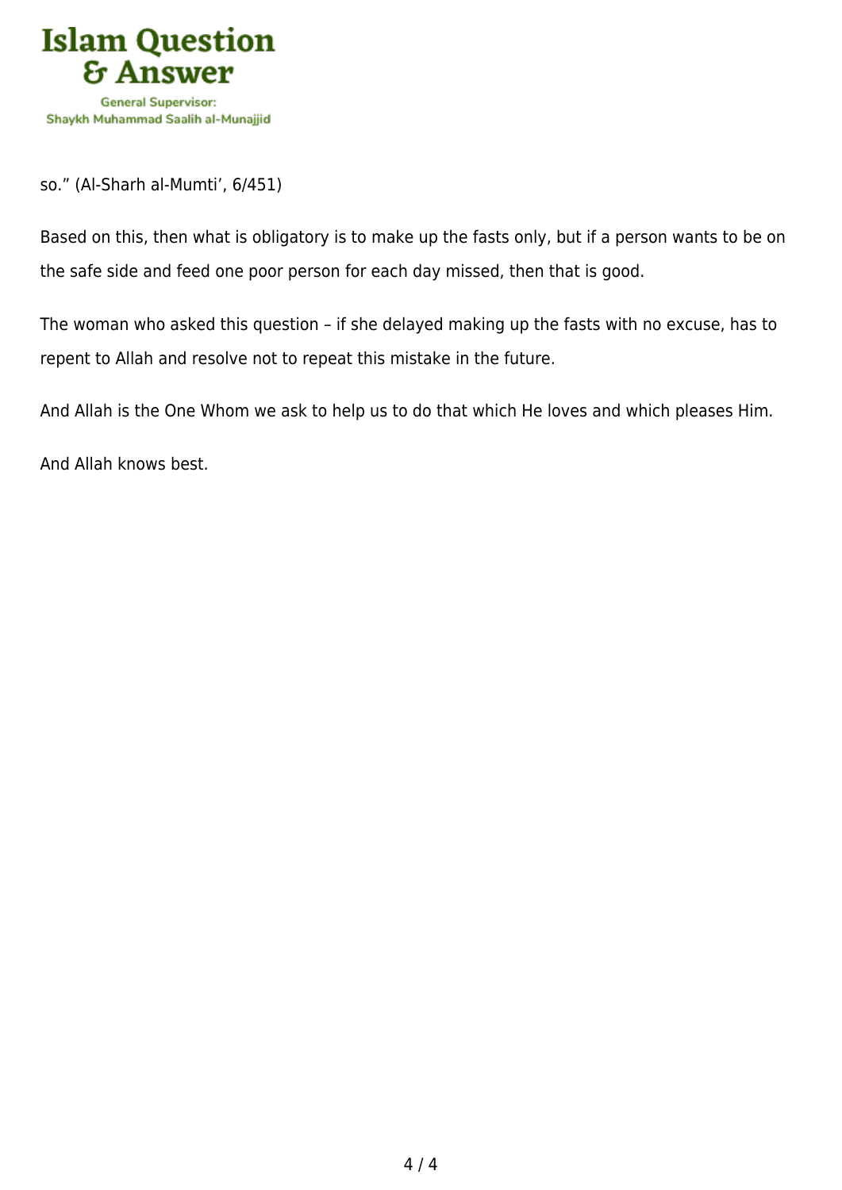so." (Al-Sharh al-Mumti', 6/451)

Based on this, then what is obligatory is to make up the fasts only, but if a person wants to be on the safe side and feed one poor person for each day missed, then that is good.

The woman who asked this question – if she delayed making up the fasts with no excuse, has to repent to Allah and resolve not to repeat this mistake in the future.

And Allah is the One Whom we ask to help us to do that which He loves and which pleases Him.

And Allah knows best.